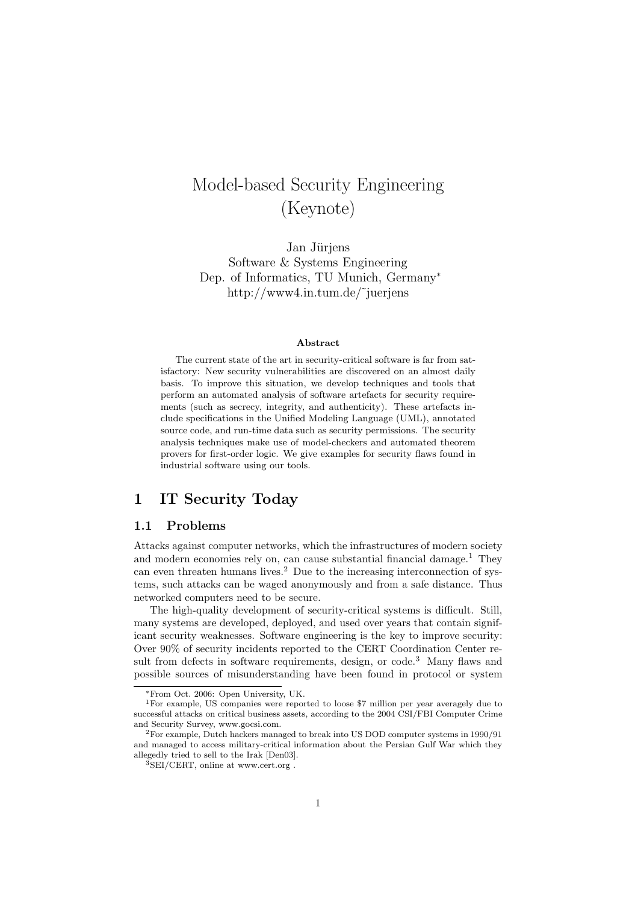# Model-based Security Engineering (Keynote)

Jan Jürjens
Software & Systems Engineering
Dep. of Informatics, TU Munich, Germany*
http://www4.in.tum.de/~juerjens

**Abstract**

The current state of the art in security-critical software is far from satisfactory: New security vulnerabilities are discovered on an almost daily basis. To improve this situation, we develop techniques and tools that perform an automated analysis of software artefacts for security requirements (such as secrecy, integrity, and authenticity). These artefacts include specifications in the Unified Modeling Language (UML), annotated source code, and run-time data such as security permissions. The security analysis techniques make use of model-checkers and automated theorem provers for first-order logic. We give examples for security flaws found in industrial software using our tools.

## 1 IT Security Today

### 1.1 Problems

Attacks against computer networks, which the infrastructures of modern society and modern economies rely on, can cause substantial financial damage.[1] They can even threaten humans lives.[2] Due to the increasing interconnection of systems, such attacks can be waged anonymously and from a safe distance. Thus networked computers need to be secure.

The high-quality development of security-critical systems is difficult. Still, many systems are developed, deployed, and used over years that contain significant security weaknesses. Software engineering is the key to improve security: Over 90% of security incidents reported to the CERT Coordination Center result from defects in software requirements, design, or code.[3] Many flaws and possible sources of misunderstanding have been found in protocol or system

---

*From Oct. 2006: Open University, UK.

[1] For example, US companies were reported to loose $7 million per year averagely due to successful attacks on critical business assets, according to the 2004 CSI/FBI Computer Crime and Security Survey, www.gocsi.com.

[2] For example, Dutch hackers managed to break into US DOD computer systems in 1990/91 and managed to access military-critical information about the Persian Gulf War which they allegedly tried to sell to the Irak [Den03].

[3] SEI/CERT, online at www.cert.org .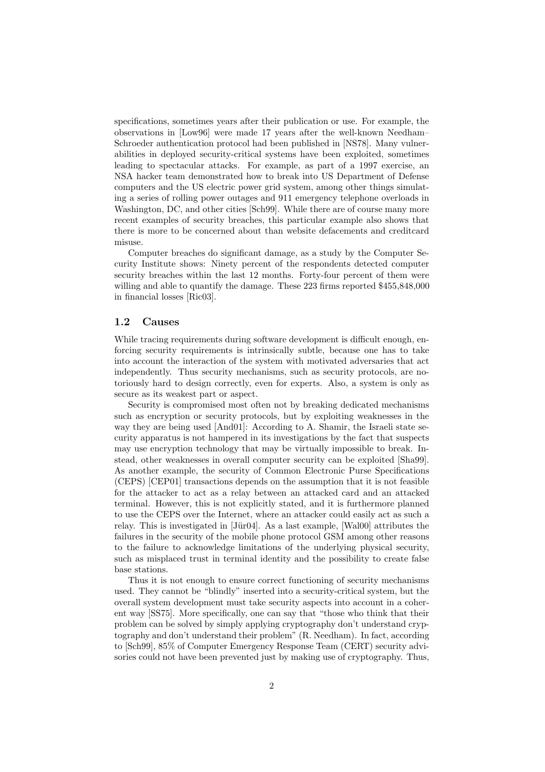specifications, sometimes years after their publication or use. For example, the observations in [Low96] were made 17 years after the well-known Needham–Schroeder authentication protocol had been published in [NS78]. Many vulnerabilities in deployed security-critical systems have been exploited, sometimes leading to spectacular attacks. For example, as part of a 1997 exercise, an NSA hacker team demonstrated how to break into US Department of Defense computers and the US electric power grid system, among other things simulating a series of rolling power outages and 911 emergency telephone overloads in Washington, DC, and other cities [Sch99]. While there are of course many more recent examples of security breaches, this particular example also shows that there is more to be concerned about than website defacements and creditcard misuse.

Computer breaches do significant damage, as a study by the Computer Security Institute shows: Ninety percent of the respondents detected computer security breaches within the last 12 months. Forty-four percent of them were willing and able to quantify the damage. These 223 firms reported $455,848,000 in financial losses [Ric03].

## 1.2 Causes

While tracing requirements during software development is difficult enough, enforcing security requirements is intrinsically subtle, because one has to take into account the interaction of the system with motivated adversaries that act independently. Thus security mechanisms, such as security protocols, are notoriously hard to design correctly, even for experts. Also, a system is only as secure as its weakest part or aspect.

Security is compromised most often not by breaking dedicated mechanisms such as encryption or security protocols, but by exploiting weaknesses in the way they are being used [And01]: According to A. Shamir, the Israeli state security apparatus is not hampered in its investigations by the fact that suspects may use encryption technology that may be virtually impossible to break. Instead, other weaknesses in overall computer security can be exploited [Sha99]. As another example, the security of Common Electronic Purse Specifications (CEPS) [CEP01] transactions depends on the assumption that it is not feasible for the attacker to act as a relay between an attacked card and an attacked terminal. However, this is not explicitly stated, and it is furthermore planned to use the CEPS over the Internet, where an attacker could easily act as such a relay. This is investigated in [Jür04]. As a last example, [Wal00] attributes the failures in the security of the mobile phone protocol GSM among other reasons to the failure to acknowledge limitations of the underlying physical security, such as misplaced trust in terminal identity and the possibility to create false base stations.

Thus it is not enough to ensure correct functioning of security mechanisms used. They cannot be "blindly" inserted into a security-critical system, but the overall system development must take security aspects into account in a coherent way [SS75]. More specifically, one can say that "those who think that their problem can be solved by simply applying cryptography don't understand cryptography and don't understand their problem" (R. Needham). In fact, according to [Sch99], 85% of Computer Emergency Response Team (CERT) security advisories could not have been prevented just by making use of cryptography. Thus,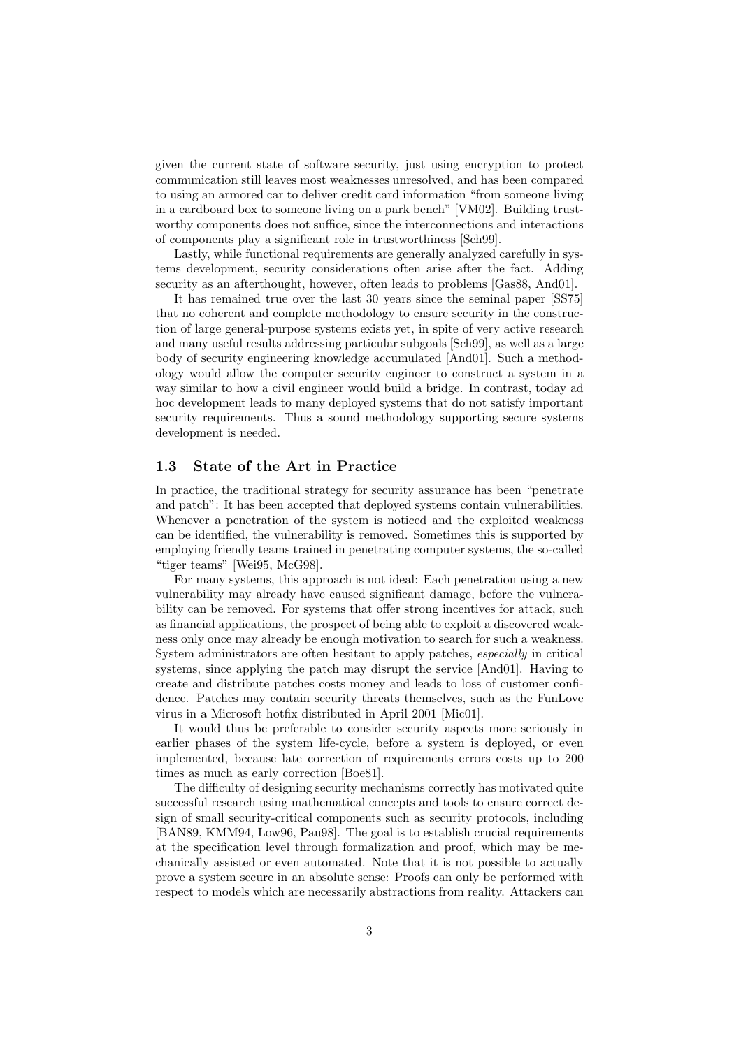given the current state of software security, just using encryption to protect communication still leaves most weaknesses unresolved, and has been compared to using an armored car to deliver credit card information "from someone living in a cardboard box to someone living on a park bench" [VM02]. Building trustworthy components does not suffice, since the interconnections and interactions of components play a significant role in trustworthiness [Sch99].

Lastly, while functional requirements are generally analyzed carefully in systems development, security considerations often arise after the fact. Adding security as an afterthought, however, often leads to problems [Gas88, And01].

It has remained true over the last 30 years since the seminal paper [SS75] that no coherent and complete methodology to ensure security in the construction of large general-purpose systems exists yet, in spite of very active research and many useful results addressing particular subgoals [Sch99], as well as a large body of security engineering knowledge accumulated [And01]. Such a methodology would allow the computer security engineer to construct a system in a way similar to how a civil engineer would build a bridge. In contrast, today ad hoc development leads to many deployed systems that do not satisfy important security requirements. Thus a sound methodology supporting secure systems development is needed.

## 1.3 State of the Art in Practice

In practice, the traditional strategy for security assurance has been "penetrate and patch": It has been accepted that deployed systems contain vulnerabilities. Whenever a penetration of the system is noticed and the exploited weakness can be identified, the vulnerability is removed. Sometimes this is supported by employing friendly teams trained in penetrating computer systems, the so-called "tiger teams" [Wei95, McG98].

For many systems, this approach is not ideal: Each penetration using a new vulnerability may already have caused significant damage, before the vulnerability can be removed. For systems that offer strong incentives for attack, such as financial applications, the prospect of being able to exploit a discovered weakness only once may already be enough motivation to search for such a weakness. System administrators are often hesitant to apply patches, *especially* in critical systems, since applying the patch may disrupt the service [And01]. Having to create and distribute patches costs money and leads to loss of customer confidence. Patches may contain security threats themselves, such as the FunLove virus in a Microsoft hotfix distributed in April 2001 [Mic01].

It would thus be preferable to consider security aspects more seriously in earlier phases of the system life-cycle, before a system is deployed, or even implemented, because late correction of requirements errors costs up to 200 times as much as early correction [Boe81].

The difficulty of designing security mechanisms correctly has motivated quite successful research using mathematical concepts and tools to ensure correct design of small security-critical components such as security protocols, including [BAN89, KMM94, Low96, Pau98]. The goal is to establish crucial requirements at the specification level through formalization and proof, which may be mechanically assisted or even automated. Note that it is not possible to actually prove a system secure in an absolute sense: Proofs can only be performed with respect to models which are necessarily abstractions from reality. Attackers can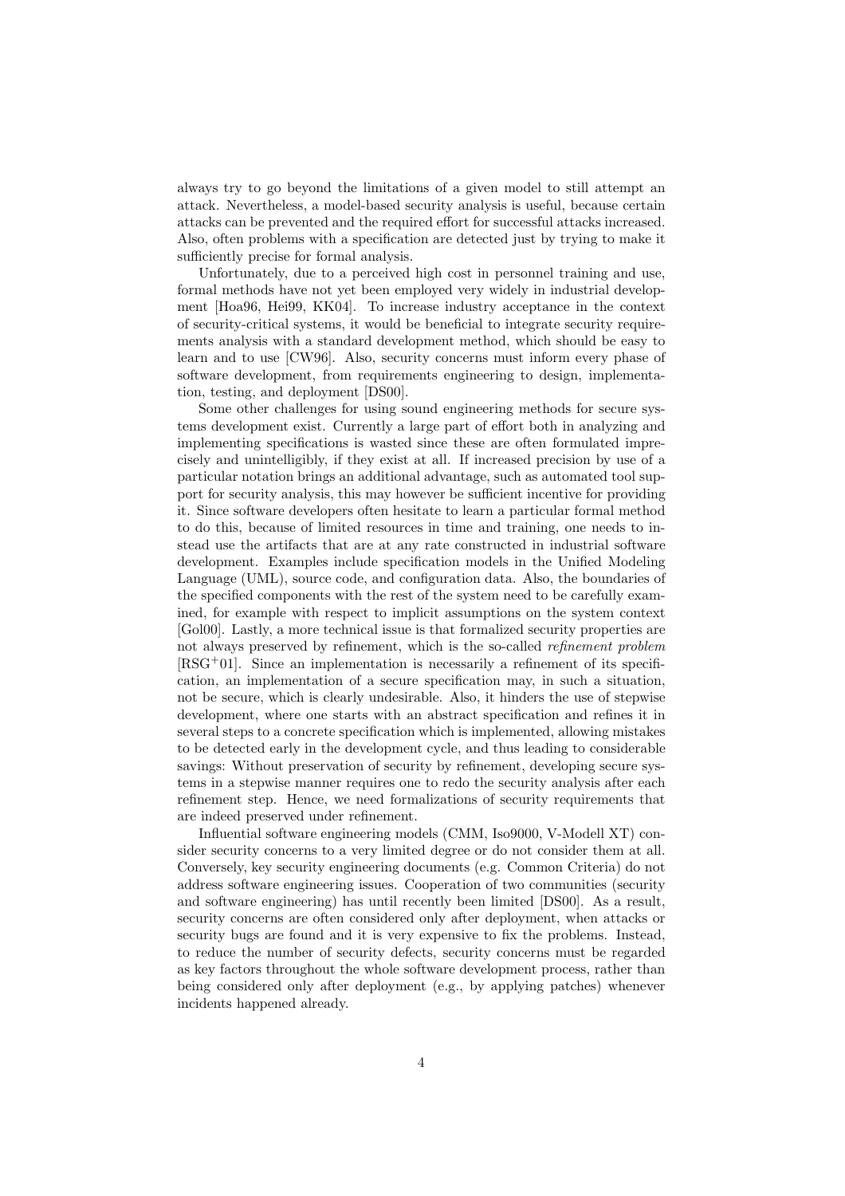always try to go beyond the limitations of a given model to still attempt an attack. Nevertheless, a model-based security analysis is useful, because certain attacks can be prevented and the required effort for successful attacks increased. Also, often problems with a specification are detected just by trying to make it sufficiently precise for formal analysis.

Unfortunately, due to a perceived high cost in personnel training and use, formal methods have not yet been employed very widely in industrial development [Hoa96, Hei99, KK04]. To increase industry acceptance in the context of security-critical systems, it would be beneficial to integrate security requirements analysis with a standard development method, which should be easy to learn and to use [CW96]. Also, security concerns must inform every phase of software development, from requirements engineering to design, implementation, testing, and deployment [DS00].

Some other challenges for using sound engineering methods for secure systems development exist. Currently a large part of effort both in analyzing and implementing specifications is wasted since these are often formulated imprecisely and unintelligibly, if they exist at all. If increased precision by use of a particular notation brings an additional advantage, such as automated tool support for security analysis, this may however be sufficient incentive for providing it. Since software developers often hesitate to learn a particular formal method to do this, because of limited resources in time and training, one needs to instead use the artifacts that are at any rate constructed in industrial software development. Examples include specification models in the Unified Modeling Language (UML), source code, and configuration data. Also, the boundaries of the specified components with the rest of the system need to be carefully examined, for example with respect to implicit assumptions on the system context [Gol00]. Lastly, a more technical issue is that formalized security properties are not always preserved by refinement, which is the so-called *refinement problem* [RSG+01]. Since an implementation is necessarily a refinement of its specification, an implementation of a secure specification may, in such a situation, not be secure, which is clearly undesirable. Also, it hinders the use of stepwise development, where one starts with an abstract specification and refines it in several steps to a concrete specification which is implemented, allowing mistakes to be detected early in the development cycle, and thus leading to considerable savings: Without preservation of security by refinement, developing secure systems in a stepwise manner requires one to redo the security analysis after each refinement step. Hence, we need formalizations of security requirements that are indeed preserved under refinement.

Influential software engineering models (CMM, Iso9000, V-Modell XT) consider security concerns to a very limited degree or do not consider them at all. Conversely, key security engineering documents (e.g. Common Criteria) do not address software engineering issues. Cooperation of two communities (security and software engineering) has until recently been limited [DS00]. As a result, security concerns are often considered only after deployment, when attacks or security bugs are found and it is very expensive to fix the problems. Instead, to reduce the number of security defects, security concerns must be regarded as key factors throughout the whole software development process, rather than being considered only after deployment (e.g., by applying patches) whenever incidents happened already.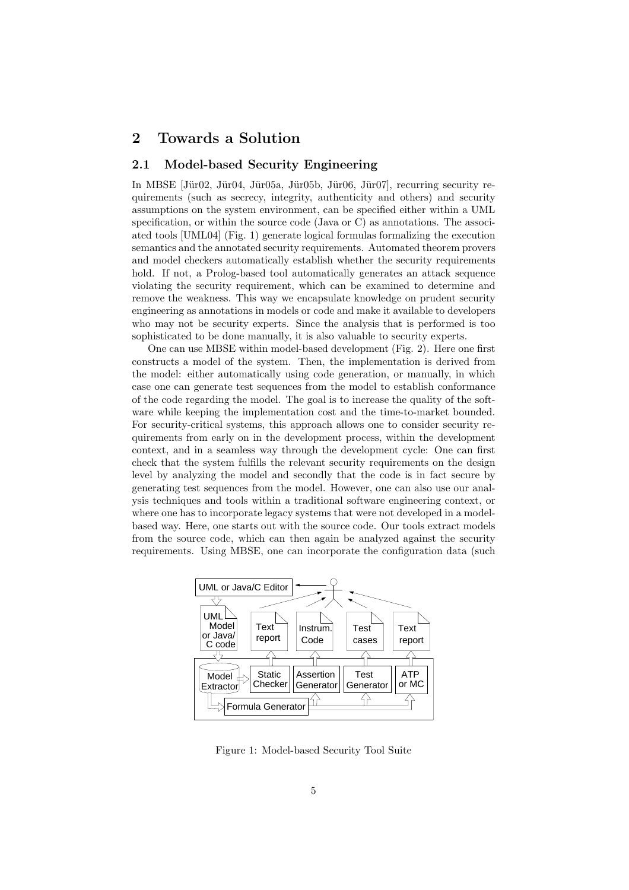## 2 Towards a Solution

### 2.1 Model-based Security Engineering

In MBSE [Jür02, Jür04, Jür05a, Jür05b, Jür06, Jür07], recurring security requirements (such as secrecy, integrity, authenticity and others) and security assumptions on the system environment, can be specified either within a UML specification, or within the source code (Java or C) as annotations. The associated tools [UML04] (Fig. 1) generate logical formulas formalizing the execution semantics and the annotated security requirements. Automated theorem provers and model checkers automatically establish whether the security requirements hold. If not, a Prolog-based tool automatically generates an attack sequence violating the security requirement, which can be examined to determine and remove the weakness. This way we encapsulate knowledge on prudent security engineering as annotations in models or code and make it available to developers who may not be security experts. Since the analysis that is performed is too sophisticated to be done manually, it is also valuable to security experts.

One can use MBSE within model-based development (Fig. 2). Here one first constructs a model of the system. Then, the implementation is derived from the model: either automatically using code generation, or manually, in which case one can generate test sequences from the model to establish conformance of the code regarding the model. The goal is to increase the quality of the software while keeping the implementation cost and the time-to-market bounded. For security-critical systems, this approach allows one to consider security requirements from early on in the development process, within the development context, and in a seamless way through the development cycle: One can first check that the system fulfills the relevant security requirements on the design level by analyzing the model and secondly that the code is in fact secure by generating test sequences from the model. However, one can also use our analysis techniques and tools within a traditional software engineering context, or where one has to incorporate legacy systems that were not developed in a model-based way. Here, one starts out with the source code. Our tools extract models from the source code, which can then again be analyzed against the security requirements. Using MBSE, one can incorporate the configuration data (such

UML or Java/C Editor

UML Model or Java/ C code

Text report

Instrum. Code

Test cases

Text report

Model Extractor

Static Checker

Assertion Generator

Test Generator

ATP or MC

Formula Generator

Figure 1: Model-based Security Tool Suite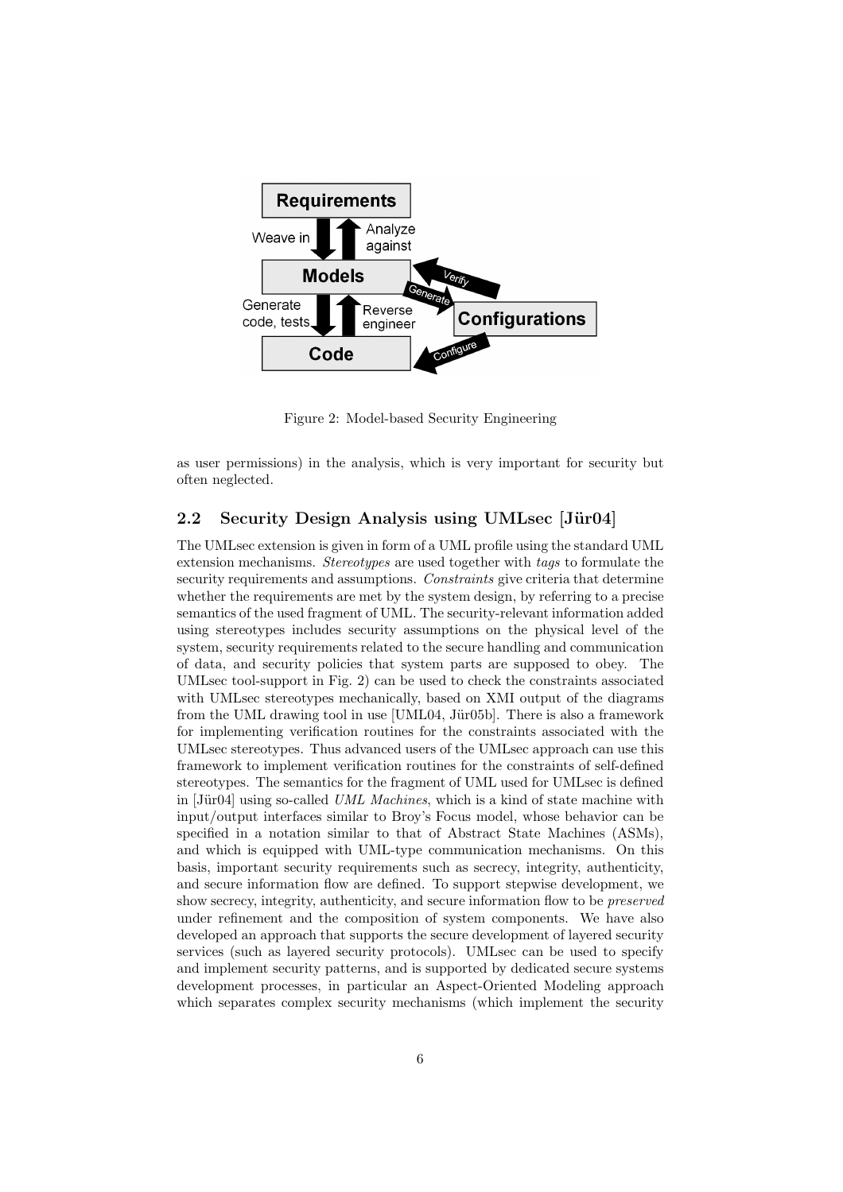Requirements

Weave in

Analyze against

Models

Verify

Generate

Generate code, tests

Reverse engineer

Configurations

Code

Configure

Figure 2: Model-based Security Engineering

as user permissions) in the analysis, which is very important for security but often neglected.

## 2.2 Security Design Analysis using UMLsec [Jür04]

The UMLsec extension is given in form of a UML profile using the standard UML extension mechanisms. *Stereotypes* are used together with *tags* to formulate the security requirements and assumptions. *Constraints* give criteria that determine whether the requirements are met by the system design, by referring to a precise semantics of the used fragment of UML. The security-relevant information added using stereotypes includes security assumptions on the physical level of the system, security requirements related to the secure handling and communication of data, and security policies that system parts are supposed to obey. The UMLsec tool-support in Fig. 2) can be used to check the constraints associated with UMLsec stereotypes mechanically, based on XMI output of the diagrams from the UML drawing tool in use [UML04, Jür05b]. There is also a framework for implementing verification routines for the constraints associated with the UMLsec stereotypes. Thus advanced users of the UMLsec approach can use this framework to implement verification routines for the constraints of self-defined stereotypes. The semantics for the fragment of UML used for UMLsec is defined in [Jür04] using so-called *UML Machines*, which is a kind of state machine with input/output interfaces similar to Broy's Focus model, whose behavior can be specified in a notation similar to that of Abstract State Machines (ASMs), and which is equipped with UML-type communication mechanisms. On this basis, important security requirements such as secrecy, integrity, authenticity, and secure information flow are defined. To support stepwise development, we show secrecy, integrity, authenticity, and secure information flow to be *preserved* under refinement and the composition of system components. We have also developed an approach that supports the secure development of layered security services (such as layered security protocols). UMLsec can be used to specify and implement security patterns, and is supported by dedicated secure systems development processes, in particular an Aspect-Oriented Modeling approach which separates complex security mechanisms (which implement the security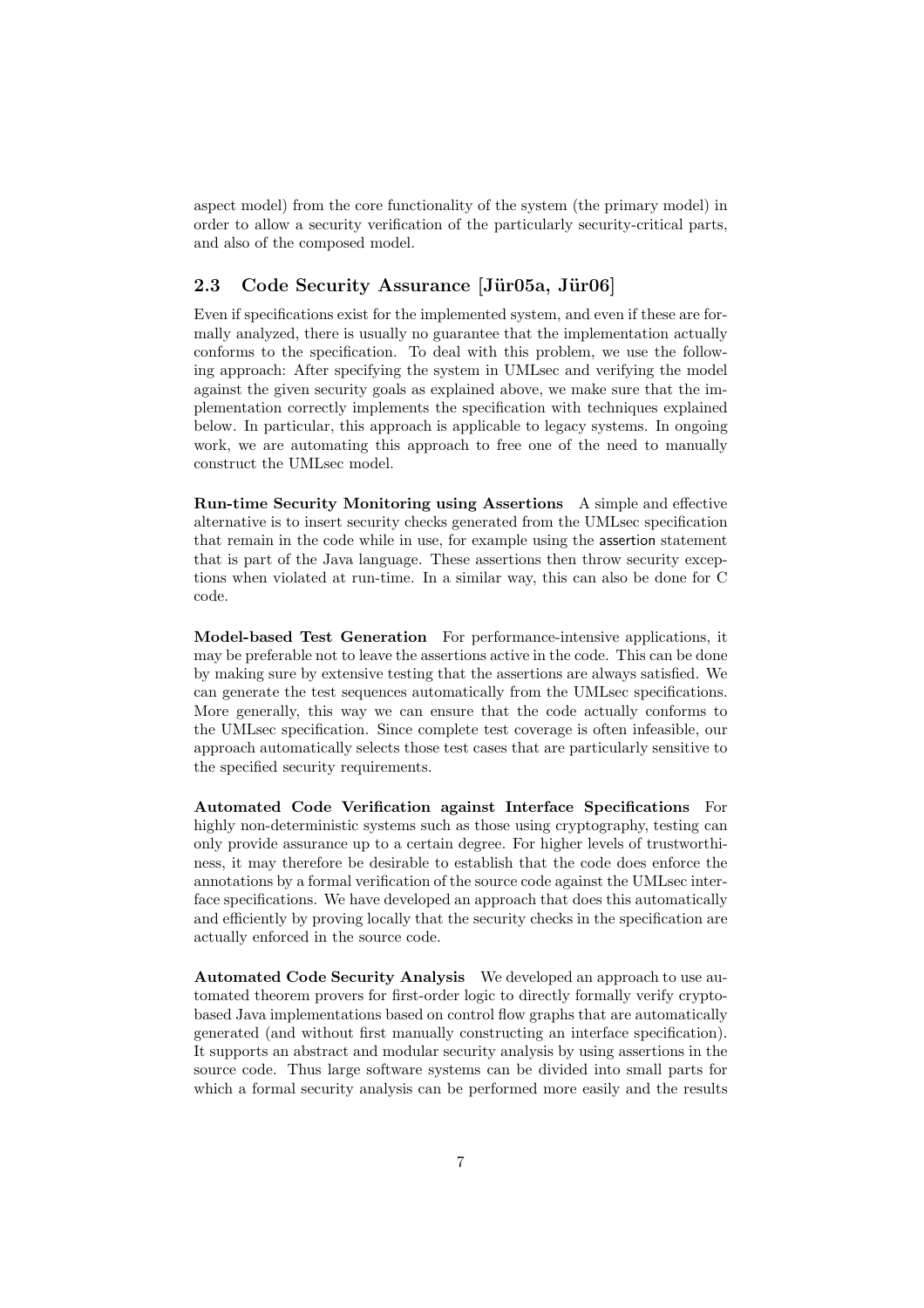aspect model) from the core functionality of the system (the primary model) in order to allow a security verification of the particularly security-critical parts, and also of the composed model.

### 2.3 Code Security Assurance [Jür05a, Jür06]

Even if specifications exist for the implemented system, and even if these are formally analyzed, there is usually no guarantee that the implementation actually conforms to the specification. To deal with this problem, we use the following approach: After specifying the system in UMLsec and verifying the model against the given security goals as explained above, we make sure that the implementation correctly implements the specification with techniques explained below. In particular, this approach is applicable to legacy systems. In ongoing work, we are automating this approach to free one of the need to manually construct the UMLsec model.

**Run-time Security Monitoring using Assertions** A simple and effective alternative is to insert security checks generated from the UMLsec specification that remain in the code while in use, for example using the `assertion` statement that is part of the Java language. These assertions then throw security exceptions when violated at run-time. In a similar way, this can also be done for C code.

**Model-based Test Generation** For performance-intensive applications, it may be preferable not to leave the assertions active in the code. This can be done by making sure by extensive testing that the assertions are always satisfied. We can generate the test sequences automatically from the UMLsec specifications. More generally, this way we can ensure that the code actually conforms to the UMLsec specification. Since complete test coverage is often infeasible, our approach automatically selects those test cases that are particularly sensitive to the specified security requirements.

**Automated Code Verification against Interface Specifications** For highly non-deterministic systems such as those using cryptography, testing can only provide assurance up to a certain degree. For higher levels of trustworthiness, it may therefore be desirable to establish that the code does enforce the annotations by a formal verification of the source code against the UMLsec interface specifications. We have developed an approach that does this automatically and efficiently by proving locally that the security checks in the specification are actually enforced in the source code.

**Automated Code Security Analysis** We developed an approach to use automated theorem provers for first-order logic to directly formally verify crypto-based Java implementations based on control flow graphs that are automatically generated (and without first manually constructing an interface specification). It supports an abstract and modular security analysis by using assertions in the source code. Thus large software systems can be divided into small parts for which a formal security analysis can be performed more easily and the results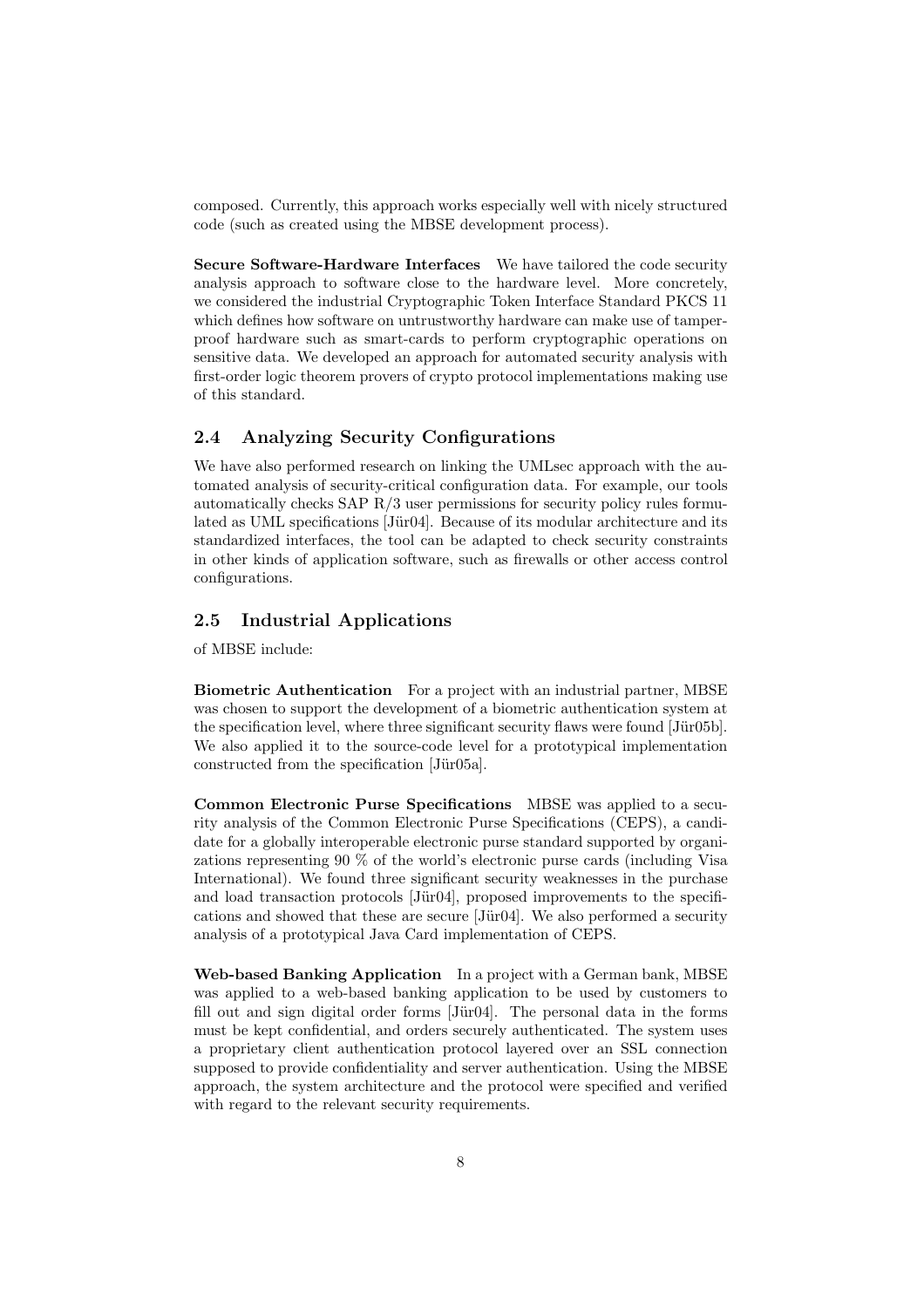composed. Currently, this approach works especially well with nicely structured code (such as created using the MBSE development process).

**Secure Software-Hardware Interfaces** We have tailored the code security analysis approach to software close to the hardware level. More concretely, we considered the industrial Cryptographic Token Interface Standard PKCS 11 which defines how software on untrustworthy hardware can make use of tamper-proof hardware such as smart-cards to perform cryptographic operations on sensitive data. We developed an approach for automated security analysis with first-order logic theorem provers of crypto protocol implementations making use of this standard.

## 2.4 Analyzing Security Configurations

We have also performed research on linking the UMLsec approach with the automated analysis of security-critical configuration data. For example, our tools automatically checks SAP R/3 user permissions for security policy rules formulated as UML specifications [Jür04]. Because of its modular architecture and its standardized interfaces, the tool can be adapted to check security constraints in other kinds of application software, such as firewalls or other access control configurations.

## 2.5 Industrial Applications

of MBSE include:

**Biometric Authentication** For a project with an industrial partner, MBSE was chosen to support the development of a biometric authentication system at the specification level, where three significant security flaws were found [Jür05b]. We also applied it to the source-code level for a prototypical implementation constructed from the specification [Jür05a].

**Common Electronic Purse Specifications** MBSE was applied to a security analysis of the Common Electronic Purse Specifications (CEPS), a candidate for a globally interoperable electronic purse standard supported by organizations representing 90 % of the world's electronic purse cards (including Visa International). We found three significant security weaknesses in the purchase and load transaction protocols [Jür04], proposed improvements to the specifications and showed that these are secure [Jür04]. We also performed a security analysis of a prototypical Java Card implementation of CEPS.

**Web-based Banking Application** In a project with a German bank, MBSE was applied to a web-based banking application to be used by customers to fill out and sign digital order forms [Jür04]. The personal data in the forms must be kept confidential, and orders securely authenticated. The system uses a proprietary client authentication protocol layered over an SSL connection supposed to provide confidentiality and server authentication. Using the MBSE approach, the system architecture and the protocol were specified and verified with regard to the relevant security requirements.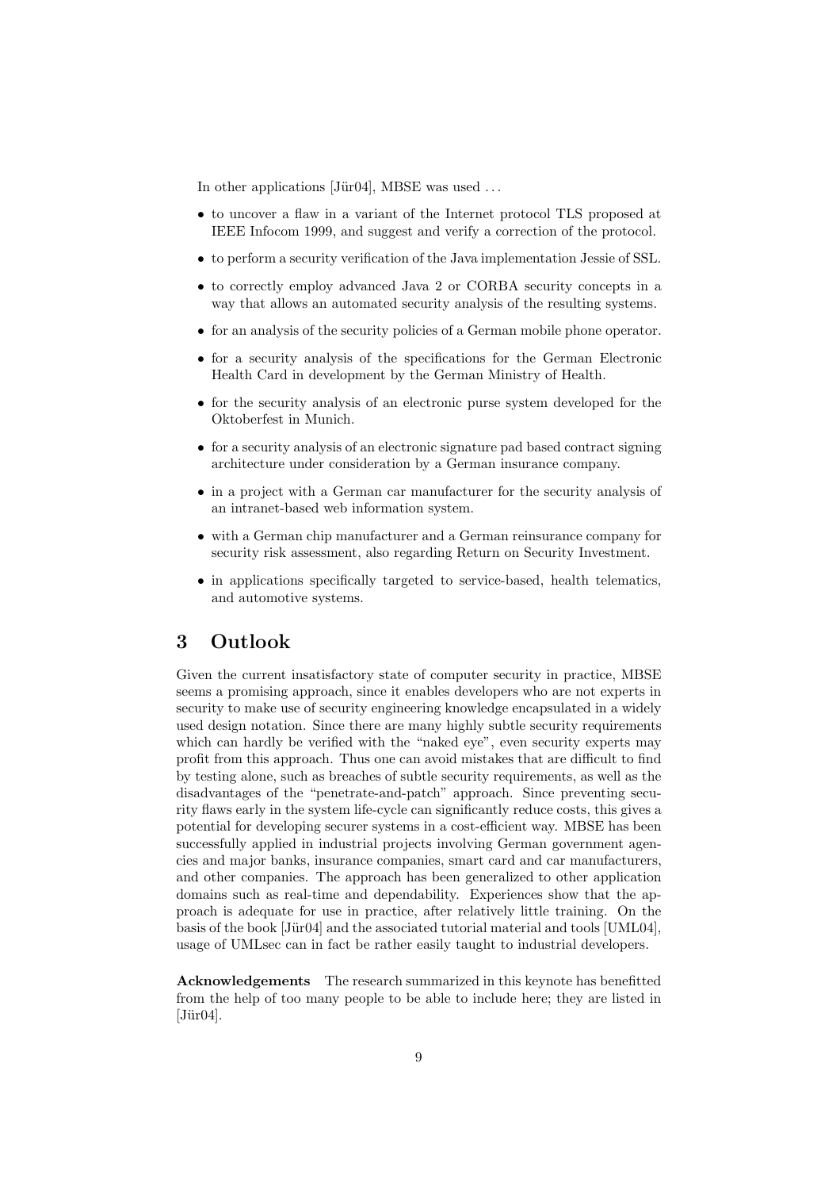In other applications [Jür04], MBSE was used ...

- to uncover a flaw in a variant of the Internet protocol TLS proposed at IEEE Infocom 1999, and suggest and verify a correction of the protocol.
- to perform a security verification of the Java implementation Jessie of SSL.
- to correctly employ advanced Java 2 or CORBA security concepts in a way that allows an automated security analysis of the resulting systems.
- for an analysis of the security policies of a German mobile phone operator.
- for a security analysis of the specifications for the German Electronic Health Card in development by the German Ministry of Health.
- for the security analysis of an electronic purse system developed for the Oktoberfest in Munich.
- for a security analysis of an electronic signature pad based contract signing architecture under consideration by a German insurance company.
- in a project with a German car manufacturer for the security analysis of an intranet-based web information system.
- with a German chip manufacturer and a German reinsurance company for security risk assessment, also regarding Return on Security Investment.
- in applications specifically targeted to service-based, health telematics, and automotive systems.

## 3 Outlook

Given the current insatisfactory state of computer security in practice, MBSE seems a promising approach, since it enables developers who are not experts in security to make use of security engineering knowledge encapsulated in a widely used design notation. Since there are many highly subtle security requirements which can hardly be verified with the "naked eye", even security experts may profit from this approach. Thus one can avoid mistakes that are difficult to find by testing alone, such as breaches of subtle security requirements, as well as the disadvantages of the "penetrate-and-patch" approach. Since preventing security flaws early in the system life-cycle can significantly reduce costs, this gives a potential for developing securer systems in a cost-efficient way. MBSE has been successfully applied in industrial projects involving German government agencies and major banks, insurance companies, smart card and car manufacturers, and other companies. The approach has been generalized to other application domains such as real-time and dependability. Experiences show that the approach is adequate for use in practice, after relatively little training. On the basis of the book [Jür04] and the associated tutorial material and tools [UML04], usage of UMLsec can in fact be rather easily taught to industrial developers.

**Acknowledgements** The research summarized in this keynote has benefitted from the help of too many people to be able to include here; they are listed in [Jür04].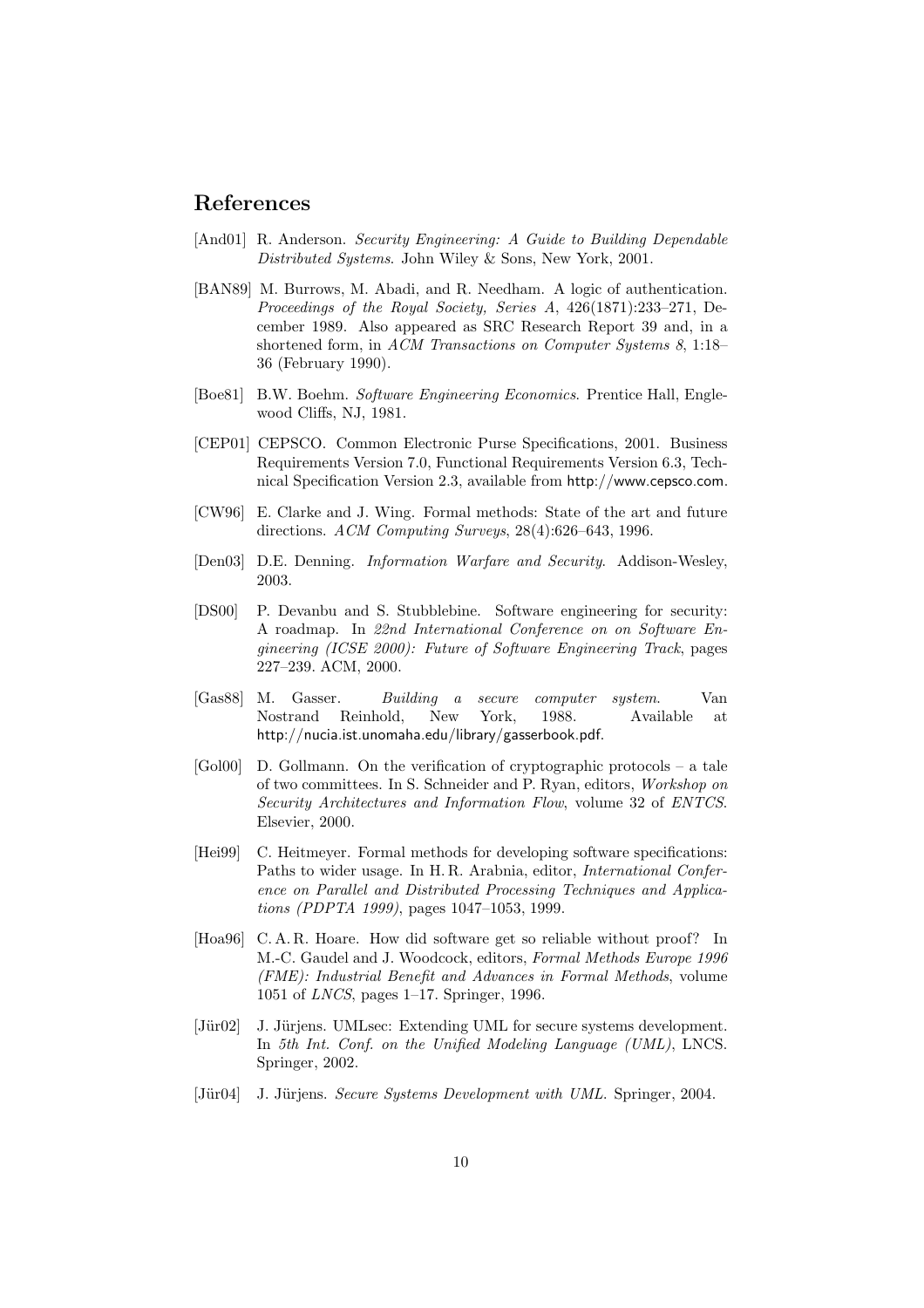## References

[And01] R. Anderson. *Security Engineering: A Guide to Building Dependable Distributed Systems*. John Wiley & Sons, New York, 2001.

[BAN89] M. Burrows, M. Abadi, and R. Needham. A logic of authentication. *Proceedings of the Royal Society, Series A*, 426(1871):233–271, December 1989. Also appeared as SRC Research Report 39 and, in a shortened form, in *ACM Transactions on Computer Systems 8*, 1:18–36 (February 1990).

[Boe81] B.W. Boehm. *Software Engineering Economics*. Prentice Hall, Englewood Cliffs, NJ, 1981.

[CEP01] CEPSCO. Common Electronic Purse Specifications, 2001. Business Requirements Version 7.0, Functional Requirements Version 6.3, Technical Specification Version 2.3, available from http://www.cepsco.com.

[CW96] E. Clarke and J. Wing. Formal methods: State of the art and future directions. *ACM Computing Surveys*, 28(4):626–643, 1996.

[Den03] D.E. Denning. *Information Warfare and Security*. Addison-Wesley, 2003.

[DS00] P. Devanbu and S. Stubblebine. Software engineering for security: A roadmap. In *22nd International Conference on on Software Engineering (ICSE 2000): Future of Software Engineering Track*, pages 227–239. ACM, 2000.

[Gas88] M. Gasser. *Building a secure computer system*. Van Nostrand Reinhold, New York, 1988. Available at http://nucia.ist.unomaha.edu/library/gasserbook.pdf.

[Gol00] D. Gollmann. On the verification of cryptographic protocols – a tale of two committees. In S. Schneider and P. Ryan, editors, *Workshop on Security Architectures and Information Flow*, volume 32 of *ENTCS*. Elsevier, 2000.

[Hei99] C. Heitmeyer. Formal methods for developing software specifications: Paths to wider usage. In H. R. Arabnia, editor, *International Conference on Parallel and Distributed Processing Techniques and Applications (PDPTA 1999)*, pages 1047–1053, 1999.

[Hoa96] C. A. R. Hoare. How did software get so reliable without proof? In M.-C. Gaudel and J. Woodcock, editors, *Formal Methods Europe 1996 (FME): Industrial Benefit and Advances in Formal Methods*, volume 1051 of *LNCS*, pages 1–17. Springer, 1996.

[Jür02] J. Jürjens. UMLsec: Extending UML for secure systems development. In *5th Int. Conf. on the Unified Modeling Language (UML)*, LNCS. Springer, 2002.

[Jür04] J. Jürjens. *Secure Systems Development with UML*. Springer, 2004.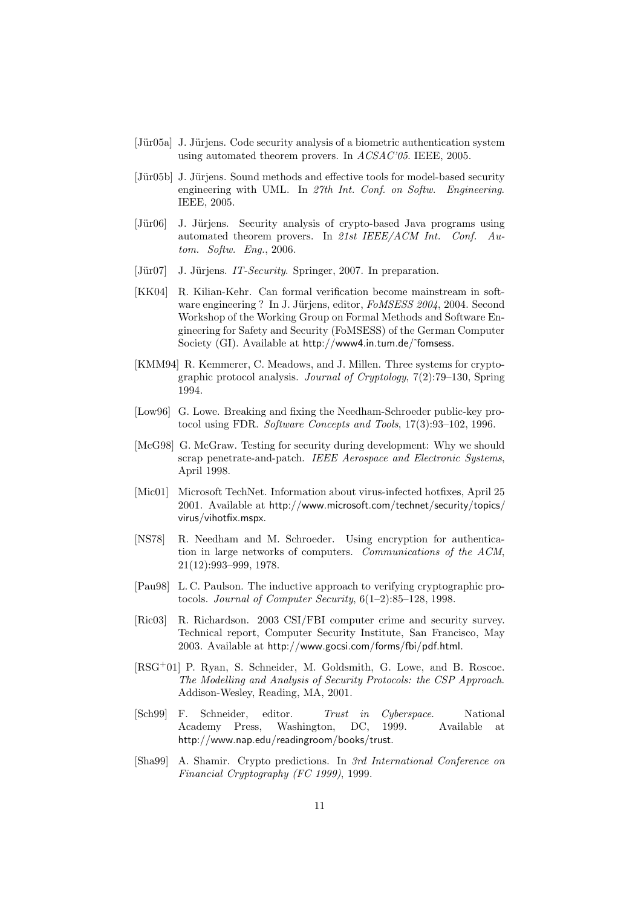[Jür05a] J. Jürjens. Code security analysis of a biometric authentication system using automated theorem provers. In *ACSAC'05*. IEEE, 2005.

[Jür05b] J. Jürjens. Sound methods and effective tools for model-based security engineering with UML. In *27th Int. Conf. on Softw. Engineering*. IEEE, 2005.

[Jür06] J. Jürjens. Security analysis of crypto-based Java programs using automated theorem provers. In *21st IEEE/ACM Int. Conf. Autom. Softw. Eng.*, 2006.

[Jür07] J. Jürjens. *IT-Security*. Springer, 2007. In preparation.

[KK04] R. Kilian-Kehr. Can formal verification become mainstream in software engineering ? In J. Jürjens, editor, *FoMSESS 2004*, 2004. Second Workshop of the Working Group on Formal Methods and Software Engineering for Safety and Security (FoMSESS) of the German Computer Society (GI). Available at http://www4.in.tum.de/~fomsess.

[KMM94] R. Kemmerer, C. Meadows, and J. Millen. Three systems for cryptographic protocol analysis. *Journal of Cryptology*, 7(2):79–130, Spring 1994.

[Low96] G. Lowe. Breaking and fixing the Needham-Schroeder public-key protocol using FDR. *Software Concepts and Tools*, 17(3):93–102, 1996.

[McG98] G. McGraw. Testing for security during development: Why we should scrap penetrate-and-patch. *IEEE Aerospace and Electronic Systems*, April 1998.

[Mic01] Microsoft TechNet. Information about virus-infected hotfixes, April 25 2001. Available at http://www.microsoft.com/technet/security/topics/virus/vihotfix.mspx.

[NS78] R. Needham and M. Schroeder. Using encryption for authentication in large networks of computers. *Communications of the ACM*, 21(12):993–999, 1978.

[Pau98] L. C. Paulson. The inductive approach to verifying cryptographic protocols. *Journal of Computer Security*, 6(1–2):85–128, 1998.

[Ric03] R. Richardson. 2003 CSI/FBI computer crime and security survey. Technical report, Computer Security Institute, San Francisco, May 2003. Available at http://www.gocsi.com/forms/fbi/pdf.html.

[RSG+01] P. Ryan, S. Schneider, M. Goldsmith, G. Lowe, and B. Roscoe. *The Modelling and Analysis of Security Protocols: the CSP Approach*. Addison-Wesley, Reading, MA, 2001.

[Sch99] F. Schneider, editor. *Trust in Cyberspace*. National Academy Press, Washington, DC, 1999. Available at http://www.nap.edu/readingroom/books/trust.

[Sha99] A. Shamir. Crypto predictions. In *3rd International Conference on Financial Cryptography (FC 1999)*, 1999.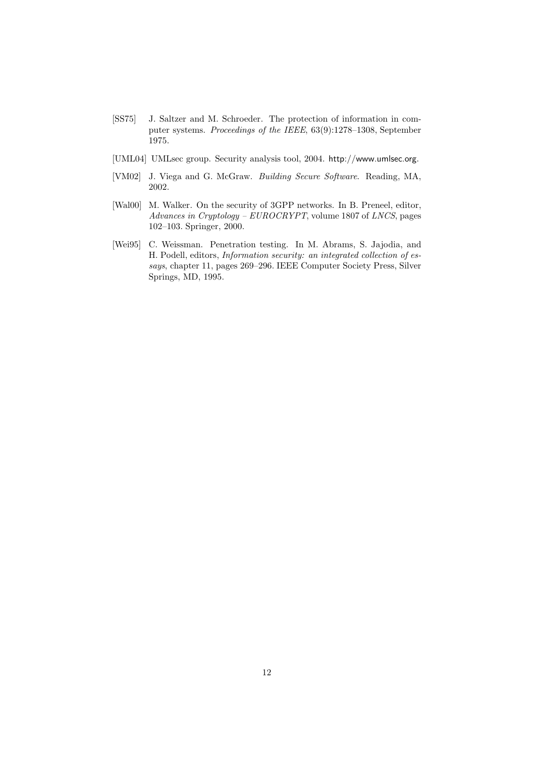[SS75] J. Saltzer and M. Schroeder. The protection of information in computer systems. *Proceedings of the IEEE*, 63(9):1278–1308, September 1975.

[UML04] UMLsec group. Security analysis tool, 2004. http://www.umlsec.org.

[VM02] J. Viega and G. McGraw. *Building Secure Software*. Reading, MA, 2002.

[Wal00] M. Walker. On the security of 3GPP networks. In B. Preneel, editor, *Advances in Cryptology – EUROCRYPT*, volume 1807 of *LNCS*, pages 102–103. Springer, 2000.

[Wei95] C. Weissman. Penetration testing. In M. Abrams, S. Jajodia, and H. Podell, editors, *Information security: an integrated collection of essays*, chapter 11, pages 269–296. IEEE Computer Society Press, Silver Springs, MD, 1995.